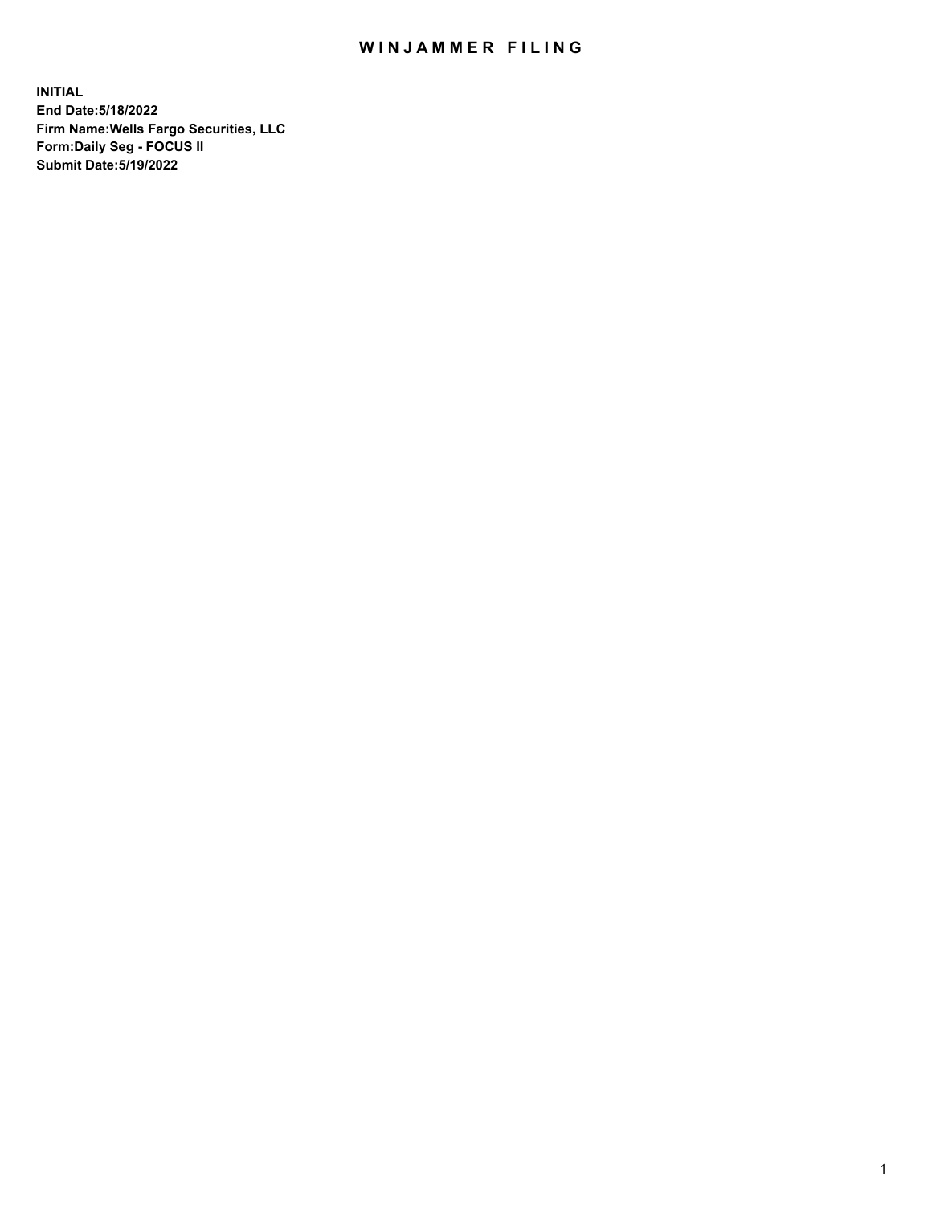# WINJAMMER FILING

**INITIAL**
**End Date:5/18/2022**
**Firm Name:Wells Fargo Securities, LLC**
**Form:Daily Seg - FOCUS II**
**Submit Date:5/19/2022**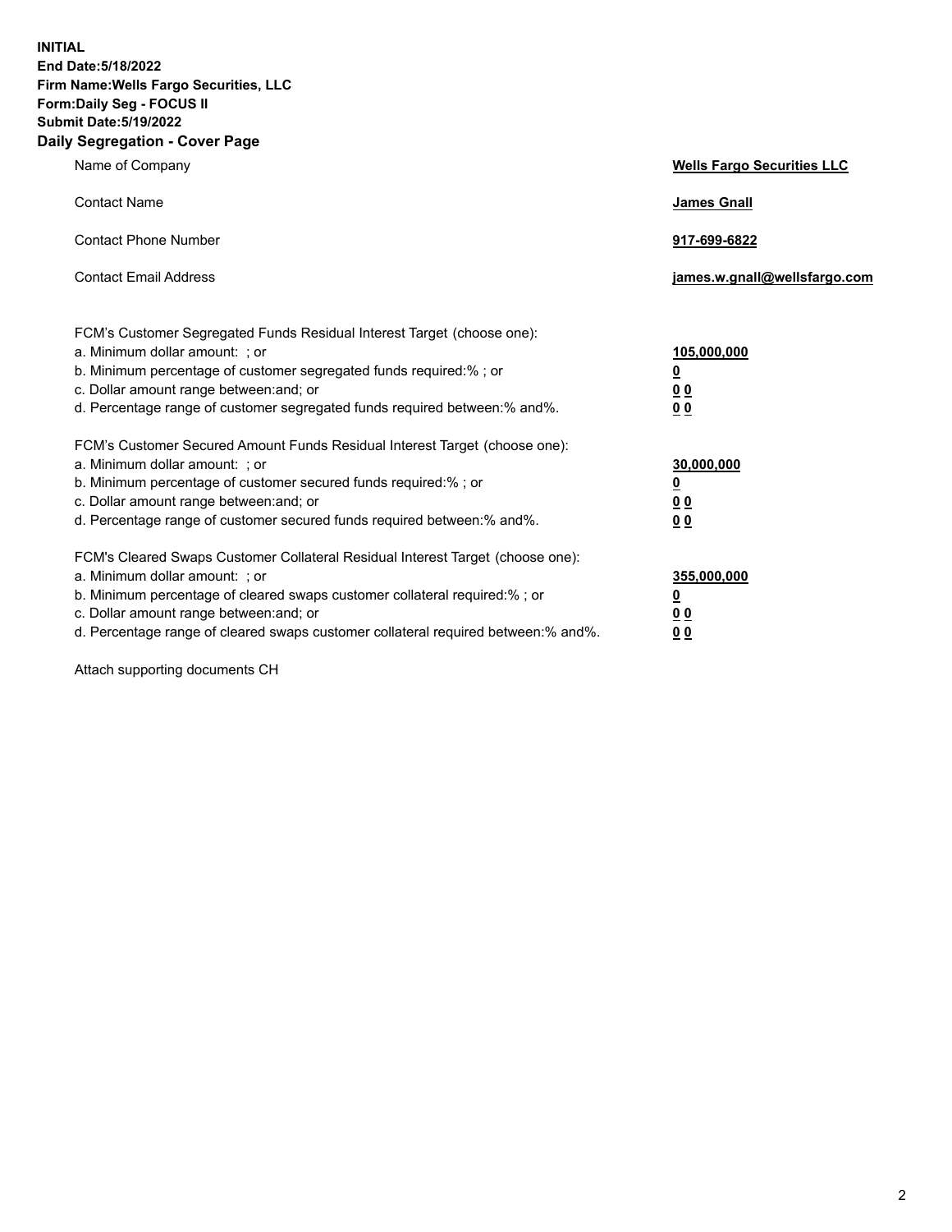**INITIAL**
**End Date:5/18/2022**
**Firm Name:Wells Fargo Securities, LLC**
**Form:Daily Seg - FOCUS II**
**Submit Date:5/19/2022**

## Daily Segregation - Cover Page

| | |
|---|---|
| Name of Company | **Wells Fargo Securities LLC** |
| Contact Name | **James Gnall** |
| Contact Phone Number | **917-699-6822** |
| Contact Email Address | **james.w.gnall@wellsfargo.com** |

| | |
|---|---|
| FCM's Customer Segregated Funds Residual Interest Target (choose one): | |
| a. Minimum dollar amount: ; or | **105,000,000** |
| b. Minimum percentage of customer segregated funds required:% ; or | **0** |
| c. Dollar amount range between:and; or | **0 0** |
| d. Percentage range of customer segregated funds required between:% and%. | **0 0** |
| FCM's Customer Secured Amount Funds Residual Interest Target (choose one): | |
| a. Minimum dollar amount: ; or | **30,000,000** |
| b. Minimum percentage of customer secured funds required:% ; or | **0** |
| c. Dollar amount range between:and; or | **0 0** |
| d. Percentage range of customer secured funds required between:% and%. | **0 0** |
| FCM's Cleared Swaps Customer Collateral Residual Interest Target (choose one): | |
| a. Minimum dollar amount: ; or | **355,000,000** |
| b. Minimum percentage of cleared swaps customer collateral required:% ; or | **0** |
| c. Dollar amount range between:and; or | **0 0** |
| d. Percentage range of cleared swaps customer collateral required between:% and%. | **0 0** |

Attach supporting documents CH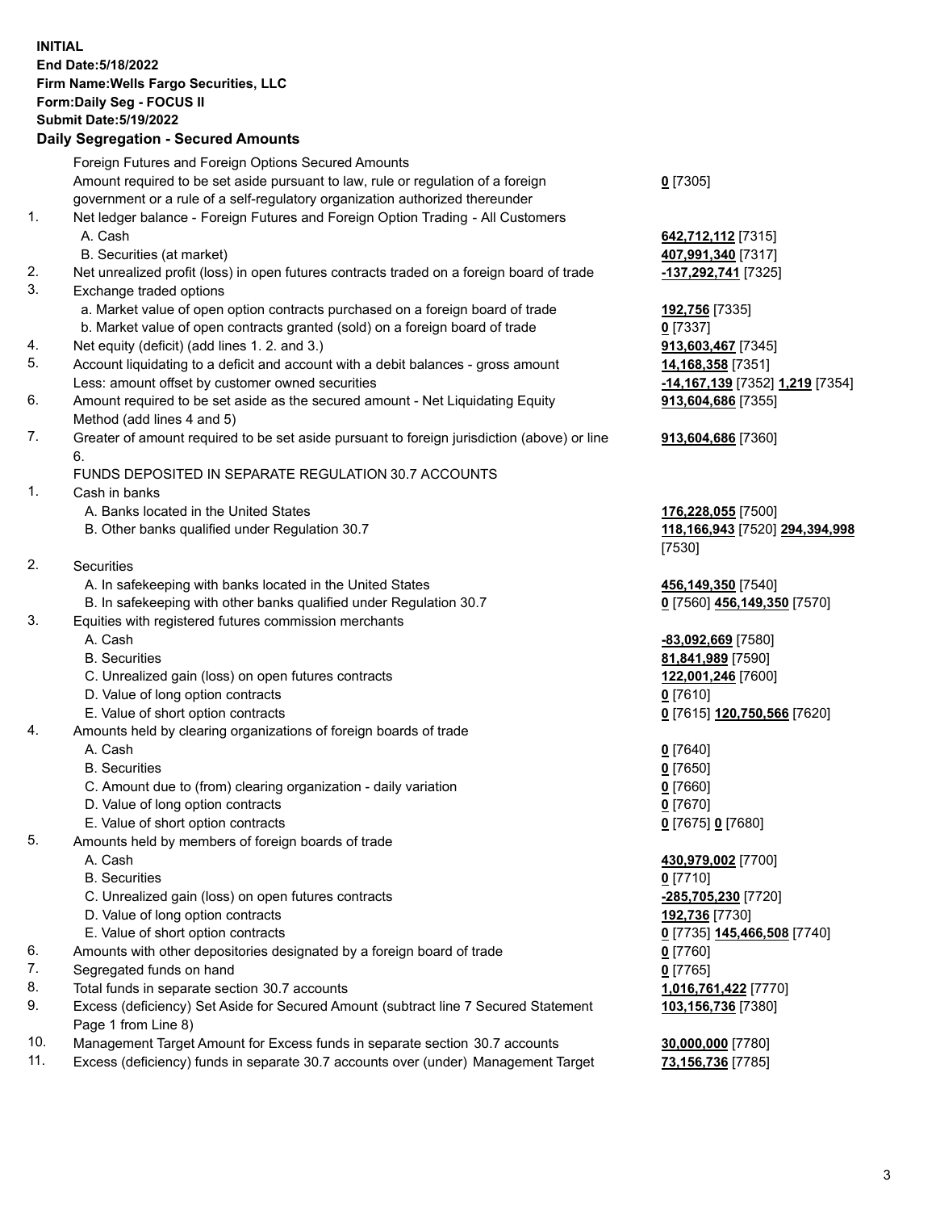**INITIAL**
**End Date:5/18/2022**
**Firm Name:Wells Fargo Securities, LLC**
**Form:Daily Seg - FOCUS II**
**Submit Date:5/19/2022**

**Daily Segregation - Secured Amounts**

| | | |
|---|---|---|
| | Foreign Futures and Foreign Options Secured Amounts | |
| | Amount required to be set aside pursuant to law, rule or regulation of a foreign government or a rule of a self-regulatory organization authorized thereunder | **0** [7305] |
| 1. | Net ledger balance - Foreign Futures and Foreign Option Trading - All Customers | |
| | A. Cash | **642,712,112** [7315] |
| | B. Securities (at market) | **407,991,340** [7317] |
| 2. | Net unrealized profit (loss) in open futures contracts traded on a foreign board of trade | **-137,292,741** [7325] |
| 3. | Exchange traded options | |
| | a. Market value of open option contracts purchased on a foreign board of trade | **192,756** [7335] |
| | b. Market value of open contracts granted (sold) on a foreign board of trade | **0** [7337] |
| 4. | Net equity (deficit) (add lines 1. 2. and 3.) | **913,603,467** [7345] |
| 5. | Account liquidating to a deficit and account with a debit balances - gross amount | **14,168,358** [7351] |
| | Less: amount offset by customer owned securities | **-14,167,139** [7352] **1,219** [7354] |
| 6. | Amount required to be set aside as the secured amount - Net Liquidating Equity Method (add lines 4 and 5) | **913,604,686** [7355] |
| 7. | Greater of amount required to be set aside pursuant to foreign jurisdiction (above) or line 6. | **913,604,686** [7360] |
| | FUNDS DEPOSITED IN SEPARATE REGULATION 30.7 ACCOUNTS | |
| 1. | Cash in banks | |
| | A. Banks located in the United States | **176,228,055** [7500] |
| | B. Other banks qualified under Regulation 30.7 | **118,166,943** [7520] **294,394,998** [7530] |
| 2. | Securities | |
| | A. In safekeeping with banks located in the United States | **456,149,350** [7540] |
| | B. In safekeeping with other banks qualified under Regulation 30.7 | **0** [7560] **456,149,350** [7570] |
| 3. | Equities with registered futures commission merchants | |
| | A. Cash | **-83,092,669** [7580] |
| | B. Securities | **81,841,989** [7590] |
| | C. Unrealized gain (loss) on open futures contracts | **122,001,246** [7600] |
| | D. Value of long option contracts | **0** [7610] |
| | E. Value of short option contracts | **0** [7615] **120,750,566** [7620] |
| 4. | Amounts held by clearing organizations of foreign boards of trade | |
| | A. Cash | **0** [7640] |
| | B. Securities | **0** [7650] |
| | C. Amount due to (from) clearing organization - daily variation | **0** [7660] |
| | D. Value of long option contracts | **0** [7670] |
| | E. Value of short option contracts | **0** [7675] **0** [7680] |
| 5. | Amounts held by members of foreign boards of trade | |
| | A. Cash | **430,979,002** [7700] |
| | B. Securities | **0** [7710] |
| | C. Unrealized gain (loss) on open futures contracts | **-285,705,230** [7720] |
| | D. Value of long option contracts | **192,736** [7730] |
| | E. Value of short option contracts | **0** [7735] **145,466,508** [7740] |
| 6. | Amounts with other depositories designated by a foreign board of trade | **0** [7760] |
| 7. | Segregated funds on hand | **0** [7765] |
| 8. | Total funds in separate section 30.7 accounts | **1,016,761,422** [7770] |
| 9. | Excess (deficiency) Set Aside for Secured Amount (subtract line 7 Secured Statement Page 1 from Line 8) | **103,156,736** [7380] |
| 10. | Management Target Amount for Excess funds in separate section 30.7 accounts | **30,000,000** [7780] |
| 11. | Excess (deficiency) funds in separate 30.7 accounts over (under) Management Target | **73,156,736** [7785] |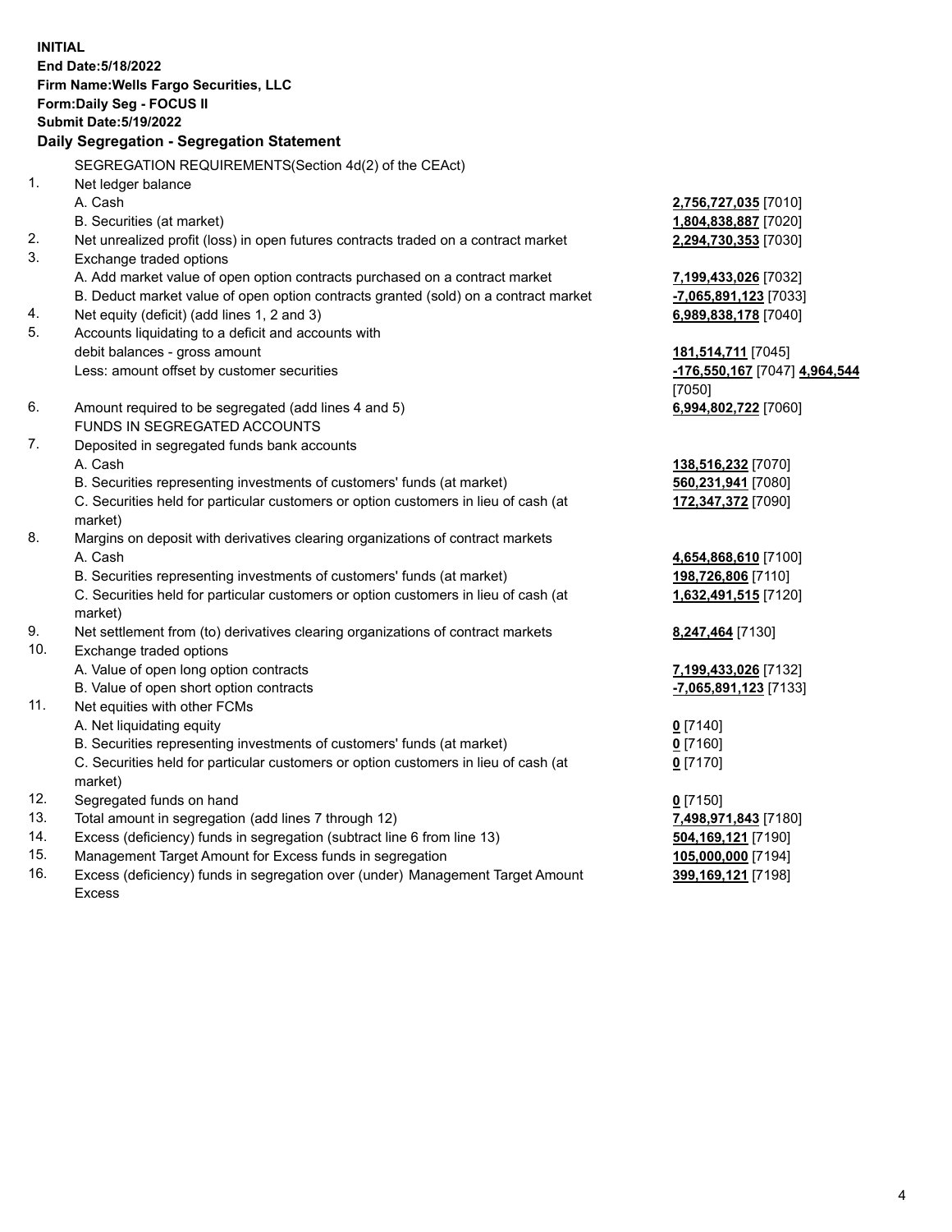**INITIAL**
**End Date:5/18/2022**
**Firm Name:Wells Fargo Securities, LLC**
**Form:Daily Seg - FOCUS II**
**Submit Date:5/19/2022**

## Daily Segregation - Segregation Statement

| | | |
|---|---|---|
| | SEGREGATION REQUIREMENTS(Section 4d(2) of the CEAct) | |
| 1. | Net ledger balance | |
| | A. Cash | **2,756,727,035** [7010] |
| | B. Securities (at market) | **1,804,838,887** [7020] |
| 2. | Net unrealized profit (loss) in open futures contracts traded on a contract market | **2,294,730,353** [7030] |
| 3. | Exchange traded options | |
| | A. Add market value of open option contracts purchased on a contract market | **7,199,433,026** [7032] |
| | B. Deduct market value of open option contracts granted (sold) on a contract market | **-7,065,891,123** [7033] |
| 4. | Net equity (deficit) (add lines 1, 2 and 3) | **6,989,838,178** [7040] |
| 5. | Accounts liquidating to a deficit and accounts with debit balances - gross amount | **181,514,711** [7045] |
| | Less: amount offset by customer securities | **-176,550,167** [7047] **4,964,544** [7050] |
| 6. | Amount required to be segregated (add lines 4 and 5) | **6,994,802,722** [7060] |
| | FUNDS IN SEGREGATED ACCOUNTS | |
| 7. | Deposited in segregated funds bank accounts | |
| | A. Cash | **138,516,232** [7070] |
| | B. Securities representing investments of customers' funds (at market) | **560,231,941** [7080] |
| | C. Securities held for particular customers or option customers in lieu of cash (at market) | **172,347,372** [7090] |
| 8. | Margins on deposit with derivatives clearing organizations of contract markets | |
| | A. Cash | **4,654,868,610** [7100] |
| | B. Securities representing investments of customers' funds (at market) | **198,726,806** [7110] |
| | C. Securities held for particular customers or option customers in lieu of cash (at market) | **1,632,491,515** [7120] |
| 9. | Net settlement from (to) derivatives clearing organizations of contract markets | **8,247,464** [7130] |
| 10. | Exchange traded options | |
| | A. Value of open long option contracts | **7,199,433,026** [7132] |
| | B. Value of open short option contracts | **-7,065,891,123** [7133] |
| 11. | Net equities with other FCMs | |
| | A. Net liquidating equity | **0** [7140] |
| | B. Securities representing investments of customers' funds (at market) | **0** [7160] |
| | C. Securities held for particular customers or option customers in lieu of cash (at market) | **0** [7170] |
| 12. | Segregated funds on hand | **0** [7150] |
| 13. | Total amount in segregation (add lines 7 through 12) | **7,498,971,843** [7180] |
| 14. | Excess (deficiency) funds in segregation (subtract line 6 from line 13) | **504,169,121** [7190] |
| 15. | Management Target Amount for Excess funds in segregation | **105,000,000** [7194] |
| 16. | Excess (deficiency) funds in segregation over (under) Management Target Amount Excess | **399,169,121** [7198] |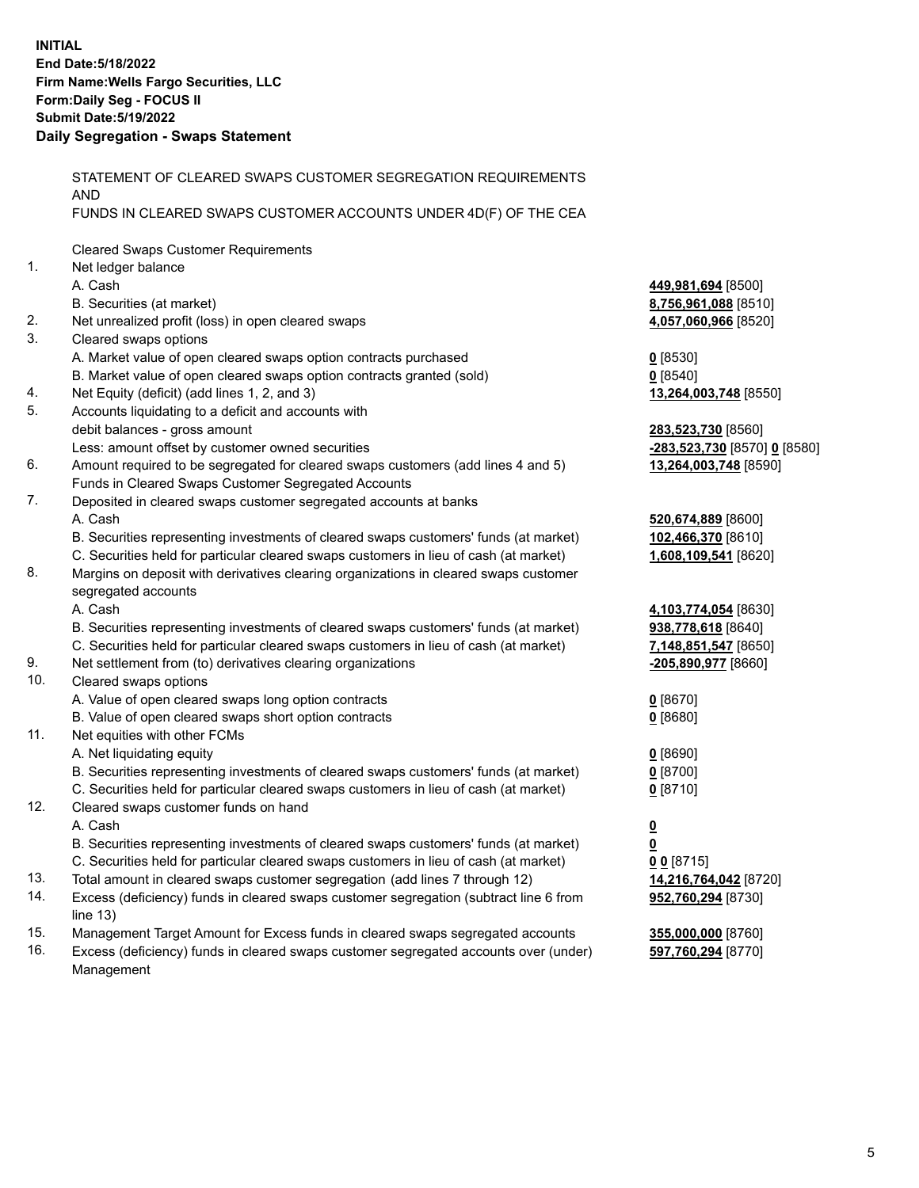**INITIAL**
**End Date:5/18/2022**
**Firm Name:Wells Fargo Securities, LLC**
**Form:Daily Seg - FOCUS II**
**Submit Date:5/19/2022**
**Daily Segregation - Swaps Statement**

STATEMENT OF CLEARED SWAPS CUSTOMER SEGREGATION REQUIREMENTS AND FUNDS IN CLEARED SWAPS CUSTOMER ACCOUNTS UNDER 4D(F) OF THE CEA

| | | |
|---|---|---|
| | Cleared Swaps Customer Requirements | |
| 1. | Net ledger balance | |
| | A. Cash | **449,981,694** [8500] |
| | B. Securities (at market) | **8,756,961,088** [8510] |
| 2. | Net unrealized profit (loss) in open cleared swaps | **4,057,060,966** [8520] |
| 3. | Cleared swaps options | |
| | A. Market value of open cleared swaps option contracts purchased | **0** [8530] |
| | B. Market value of open cleared swaps option contracts granted (sold) | **0** [8540] |
| 4. | Net Equity (deficit) (add lines 1, 2, and 3) | **13,264,003,748** [8550] |
| 5. | Accounts liquidating to a deficit and accounts with debit balances - gross amount | **283,523,730** [8560] |
| | Less: amount offset by customer owned securities | **-283,523,730** [8570] **0** [8580] |
| 6. | Amount required to be segregated for cleared swaps customers (add lines 4 and 5) | **13,264,003,748** [8590] |
| | Funds in Cleared Swaps Customer Segregated Accounts | |
| 7. | Deposited in cleared swaps customer segregated accounts at banks | |
| | A. Cash | **520,674,889** [8600] |
| | B. Securities representing investments of cleared swaps customers' funds (at market) | **102,466,370** [8610] |
| | C. Securities held for particular cleared swaps customers in lieu of cash (at market) | **1,608,109,541** [8620] |
| 8. | Margins on deposit with derivatives clearing organizations in cleared swaps customer segregated accounts | |
| | A. Cash | **4,103,774,054** [8630] |
| | B. Securities representing investments of cleared swaps customers' funds (at market) | **938,778,618** [8640] |
| | C. Securities held for particular cleared swaps customers in lieu of cash (at market) | **7,148,851,547** [8650] |
| 9. | Net settlement from (to) derivatives clearing organizations | **-205,890,977** [8660] |
| 10. | Cleared swaps options | |
| | A. Value of open cleared swaps long option contracts | **0** [8670] |
| | B. Value of open cleared swaps short option contracts | **0** [8680] |
| 11. | Net equities with other FCMs | |
| | A. Net liquidating equity | **0** [8690] |
| | B. Securities representing investments of cleared swaps customers' funds (at market) | **0** [8700] |
| | C. Securities held for particular cleared swaps customers in lieu of cash (at market) | **0** [8710] |
| 12. | Cleared swaps customer funds on hand | |
| | A. Cash | **0** |
| | B. Securities representing investments of cleared swaps customers' funds (at market) | **0** |
| | C. Securities held for particular cleared swaps customers in lieu of cash (at market) | **0** **0** [8715] |
| 13. | Total amount in cleared swaps customer segregation (add lines 7 through 12) | **14,216,764,042** [8720] |
| 14. | Excess (deficiency) funds in cleared swaps customer segregation (subtract line 6 from line 13) | **952,760,294** [8730] |
| 15. | Management Target Amount for Excess funds in cleared swaps segregated accounts | **355,000,000** [8760] |
| 16. | Excess (deficiency) funds in cleared swaps customer segregated accounts over (under) Management | **597,760,294** [8770] |